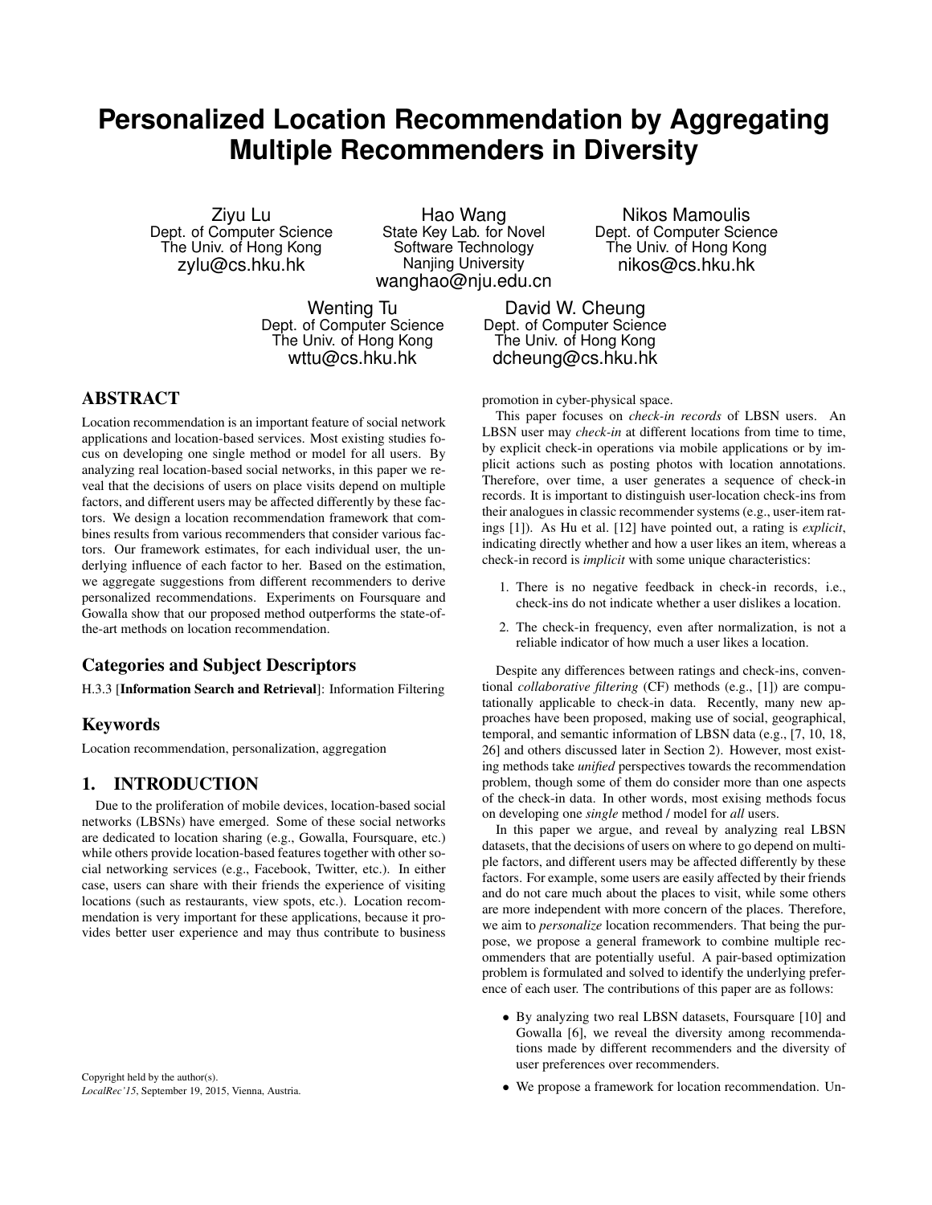# Personalized Location Recommendation by Aggregating Multiple Recommenders in Diversity

Ziyu Lu
Dept. of Computer Science
The Univ. of Hong Kong
zylu@cs.hku.hk

Hao Wang
State Key Lab. for Novel Software Technology
Nanjing University
wanghao@nju.edu.cn

Nikos Mamoulis
Dept. of Computer Science
The Univ. of Hong Kong
nikos@cs.hku.hk

Wenting Tu
Dept. of Computer Science
The Univ. of Hong Kong
wttu@cs.hku.hk

David W. Cheung
Dept. of Computer Science
The Univ. of Hong Kong
dcheung@cs.hku.hk

## ABSTRACT

Location recommendation is an important feature of social network applications and location-based services. Most existing studies focus on developing one single method or model for all users. By analyzing real location-based social networks, in this paper we reveal that the decisions of users on place visits depend on multiple factors, and different users may be affected differently by these factors. We design a location recommendation framework that combines results from various recommenders that consider various factors. Our framework estimates, for each individual user, the underlying influence of each factor to her. Based on the estimation, we aggregate suggestions from different recommenders to derive personalized recommendations. Experiments on Foursquare and Gowalla show that our proposed method outperforms the state-of-the-art methods on location recommendation.

## Categories and Subject Descriptors

H.3.3 [**Information Search and Retrieval**]: Information Filtering

## Keywords

Location recommendation, personalization, aggregation

## 1. INTRODUCTION

Due to the proliferation of mobile devices, location-based social networks (LBSNs) have emerged. Some of these social networks are dedicated to location sharing (e.g., Gowalla, Foursquare, etc.) while others provide location-based features together with other social networking services (e.g., Facebook, Twitter, etc.). In either case, users can share with their friends the experience of visiting locations (such as restaurants, view spots, etc.). Location recommendation is very important for these applications, because it provides better user experience and may thus contribute to business promotion in cyber-physical space.

This paper focuses on *check-in records* of LBSN users. An LBSN user may *check-in* at different locations from time to time, by explicit check-in operations via mobile applications or by implicit actions such as posting photos with location annotations. Therefore, over time, a user generates a sequence of check-in records. It is important to distinguish user-location check-ins from their analogues in classic recommender systems (e.g., user-item ratings [1]). As Hu et al. [12] have pointed out, a rating is *explicit*, indicating directly whether and how a user likes an item, whereas a check-in record is *implicit* with some unique characteristics:

1. There is no negative feedback in check-in records, i.e., check-ins do not indicate whether a user dislikes a location.
2. The check-in frequency, even after normalization, is not a reliable indicator of how much a user likes a location.

Despite any differences between ratings and check-ins, conventional *collaborative filtering* (CF) methods (e.g., [1]) are computationally applicable to check-in data. Recently, many new approaches have been proposed, making use of social, geographical, temporal, and semantic information of LBSN data (e.g., [7, 10, 18, 26] and others discussed later in Section 2). However, most existing methods take *unified* perspectives towards the recommendation problem, though some of them do consider more than one aspects of the check-in data. In other words, most exising methods focus on developing one *single* method / model for *all* users.

In this paper we argue, and reveal by analyzing real LBSN datasets, that the decisions of users on where to go depend on multiple factors, and different users may be affected differently by these factors. For example, some users are easily affected by their friends and do not care much about the places to visit, while some others are more independent with more concern of the places. Therefore, we aim to *personalize* location recommenders. That being the purpose, we propose a general framework to combine multiple recommenders that are potentially useful. A pair-based optimization problem is formulated and solved to identify the underlying preference of each user. The contributions of this paper are as follows:

- By analyzing two real LBSN datasets, Foursquare [10] and Gowalla [6], we reveal the diversity among recommendations made by different recommenders and the diversity of user preferences over recommenders.
- We propose a framework for location recommendation. Un-

Copyright held by the author(s).
*LocalRec'15*, September 19, 2015, Vienna, Austria.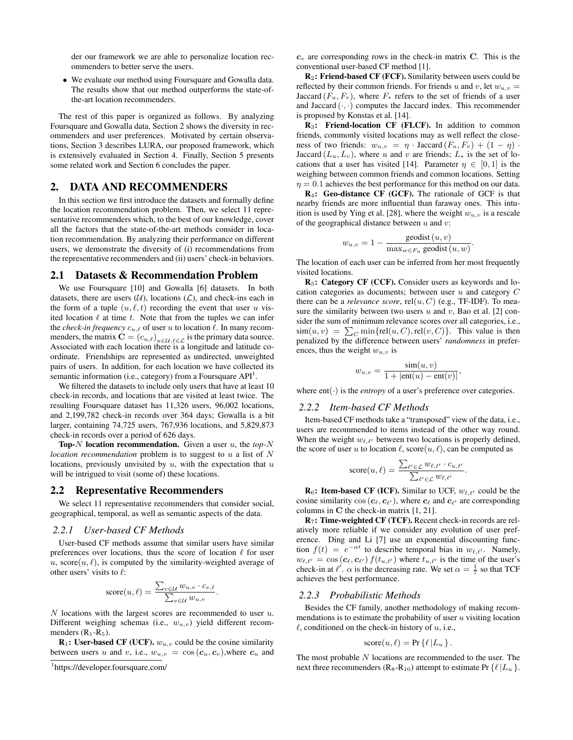der our framework we are able to personalize location recommenders to better serve the users.

- We evaluate our method using Foursquare and Gowalla data. The results show that our method outperforms the state-of-the-art location recommenders.

The rest of this paper is organized as follows. By analyzing Foursquare and Gowalla data, Section 2 shows the diversity in recommenders and user preferences. Motivated by certain observations, Section 3 describes LURA, our proposed framework, which is extensively evaluated in Section 4. Finally, Section 5 presents some related work and Section 6 concludes the paper.

## 2. DATA AND RECOMMENDERS

In this section we first introduce the datasets and formally define the location recommendation problem. Then, we select 11 representative recommenders which, to the best of our knowledge, cover all the factors that the state-of-the-art methods consider in location recommendation. By analyzing their performance on different users, we demonstrate the diversity of (i) recommendations from the representative recommenders and (ii) users' check-in behaviors.

### 2.1 Datasets & Recommendation Problem

We use Foursquare [10] and Gowalla [6] datasets. In both datasets, there are users ($\mathcal{U}$), locations ($\mathcal{L}$), and check-ins each in the form of a tuple $(u, \ell, t)$ recording the event that user $u$ visited location $\ell$ at time $t$. Note that from the tuples we can infer the *check-in frequency* $c_{u,\ell}$ of user $u$ to location $\ell$. In many recommenders, the matrix $\mathbf{C} = (c_{u,\ell})_{u\in\mathcal{U},\ell\in\mathcal{L}}$ is the primary data source. Associated with each location there is a longitude and latitude coordinate. Friendships are represented as undirected, unweighted pairs of users. In addition, for each location we have collected its semantic information (i.e., category) from a Foursquare API[1].

We filtered the datasets to include only users that have at least 10 check-in records, and locations that are visited at least twice. The resulting Foursquare dataset has 11,326 users, 96,002 locations, and 2,199,782 check-in records over 364 days; Gowalla is a bit larger, containing 74,725 users, 767,936 locations, and 5,829,873 check-in records over a period of 626 days.

**Top-$N$ location recommendation.** Given a user $u$, the *top-$N$ location recommendation* problem is to suggest to $u$ a list of $N$ locations, previously unvisited by $u$, with the expectation that $u$ will be intrigued to visit (some of) these locations.

### 2.2 Representative Recommenders

We select 11 representative recommenders that consider social, geographical, temporal, as well as semantic aspects of the data.

#### 2.2.1 User-based CF Methods

User-based CF methods assume that similar users have similar preferences over locations, thus the score of location $\ell$ for user $u$, $\text{score}(u, \ell)$, is computed by the similarity-weighted average of other users' visits to $\ell$:

$$\text{score}(u, \ell) = \frac{\sum_{v\in\mathcal{U}} w_{u,v} \cdot c_{v,\ell}}{\sum_{v\in\mathcal{U}} w_{u,v}}.$$

$N$ locations with the largest scores are recommended to user $u$. Different weighing schemas (i.e., $w_{u,v}$) yield different recommenders ($\text{R}_1$-$\text{R}_5$).

**$\text{R}_1$: User-based CF (UCF).** $w_{u,v}$ could be the cosine similarity between users $u$ and $v$, i.e., $w_{u,v} = \cos(\boldsymbol{c}_u, \boldsymbol{c}_v)$, where $\boldsymbol{c}_u$ and $\boldsymbol{c}_v$ are corresponding rows in the check-in matrix $\mathbf{C}$. This is the conventional user-based CF method [1].

**$\text{R}_2$: Friend-based CF (FCF).** Similarity between users could be reflected by their common friends. For friends $u$ and $v$, let $w_{u,v} = \text{Jaccard}(F_u, F_v)$, where $F_*$ refers to the set of friends of a user and $\text{Jaccard}(\cdot, \cdot)$ computes the Jaccard index. This recommender is proposed by Konstas et al. [14].

**$\text{R}_3$: Friend-location CF (FLCF).** In addition to common friends, commonly visited locations may as well reflect the closeness of two friends: $w_{u,v} = \eta \cdot \text{Jaccard}(F_u, F_v) + (1 - \eta) \cdot \text{Jaccard}(L_u, L_v)$, where $u$ and $v$ are friends; $L_*$ is the set of locations that a user has visited [14]. Parameter $\eta \in [0, 1]$ is the weighing between common friends and common locations. Setting $\eta = 0.1$ achieves the best performance for this method on our data.

**$\text{R}_4$: Geo-distance CF (GCF).** The rationale of GCF is that nearby friends are more influential than faraway ones. This intuition is used by Ying et al. [28], where the weight $w_{u,v}$ is a rescale of the geographical distance between $u$ and $v$:

$$w_{u,v} = 1 - \frac{\text{geodist}(u, v)}{\max_{w\in F_u} \text{geodist}(u, w)}.$$

The location of each user can be inferred from her most frequently visited locations.

**$\text{R}_5$: Category CF (CCF).** Consider users as keywords and location categories as documents; between user $u$ and category $C$ there can be a *relevance score*, $\text{rel}(u, C)$ (e.g., TF-IDF). To measure the similarity between two users $u$ and $v$, Bao et al. [2] consider the sum of minimum relevance scores over all categories, i.e., $\text{sim}(u, v) = \sum_C \min\{\text{rel}(u, C), \text{rel}(v, C)\}$. This value is then penalized by the difference between users' *randomness* in preferences, thus the weight $w_{u,v}$ is

$$w_{u,v} = \frac{\text{sim}(u, v)}{1 + |\text{ent}(u) - \text{ent}(v)|},$$

where $\text{ent}(\cdot)$ is the *entropy* of a user's preference over categories.

#### 2.2.2 Item-based CF Methods

Item-based CF methods take a "transposed" view of the data, i.e., users are recommended to items instead of the other way round. When the weight $w_{\ell,\ell'}$ between two locations is properly defined, the score of user $u$ to location $\ell$, $\text{score}(u, \ell)$, can be computed as

$$\text{score}(u, \ell) = \frac{\sum_{\ell'\in\mathcal{L}} w_{\ell,\ell'} \cdot c_{u,\ell'}}{\sum_{\ell'\in\mathcal{L}} w_{\ell,\ell'}}.$$

**$\text{R}_6$: Item-based CF (ICF).** Similar to UCF, $w_{\ell,\ell'}$ could be the cosine similarity $\cos(\boldsymbol{c}_\ell, \boldsymbol{c}_{\ell'})$, where $\boldsymbol{c}_\ell$ and $\boldsymbol{c}_{\ell'}$ are corresponding columns in $\mathbf{C}$ the check-in matrix [1, 21].

**$\text{R}_7$: Time-weighted CF (TCF).** Recent check-in records are relatively more reliable if we consider any evolution of user preference. Ding and Li [7] use an exponential discounting function $f(t) = e^{-\alpha t}$ to describe temporal bias in $w_{\ell,\ell'}$. Namely, $w_{\ell,\ell'} = \cos(\boldsymbol{c}_\ell, \boldsymbol{c}_{\ell'}) f(t_{u,\ell'})$ where $t_{u,\ell'}$ is the time of the user's check-in at $\ell'$. $\alpha$ is the decreasing rate. We set $\alpha = \frac{1}{7}$ so that TCF achieves the best performance.

#### 2.2.3 Probabilistic Methods

Besides the CF family, another methodology of making recommendations is to estimate the probability of user $u$ visiting location $\ell$, conditioned on the check-in history of $u$, i.e.,

$$\text{score}(u, \ell) = \Pr\{\ell \,|L_u\}.$$

The most probable $N$ locations are recommended to the user. The next three recommenders ($\text{R}_8$-$\text{R}_{10}$) attempt to estimate $\Pr\{\ell \,|L_u\}$.

[1]https://developer.foursquare.com/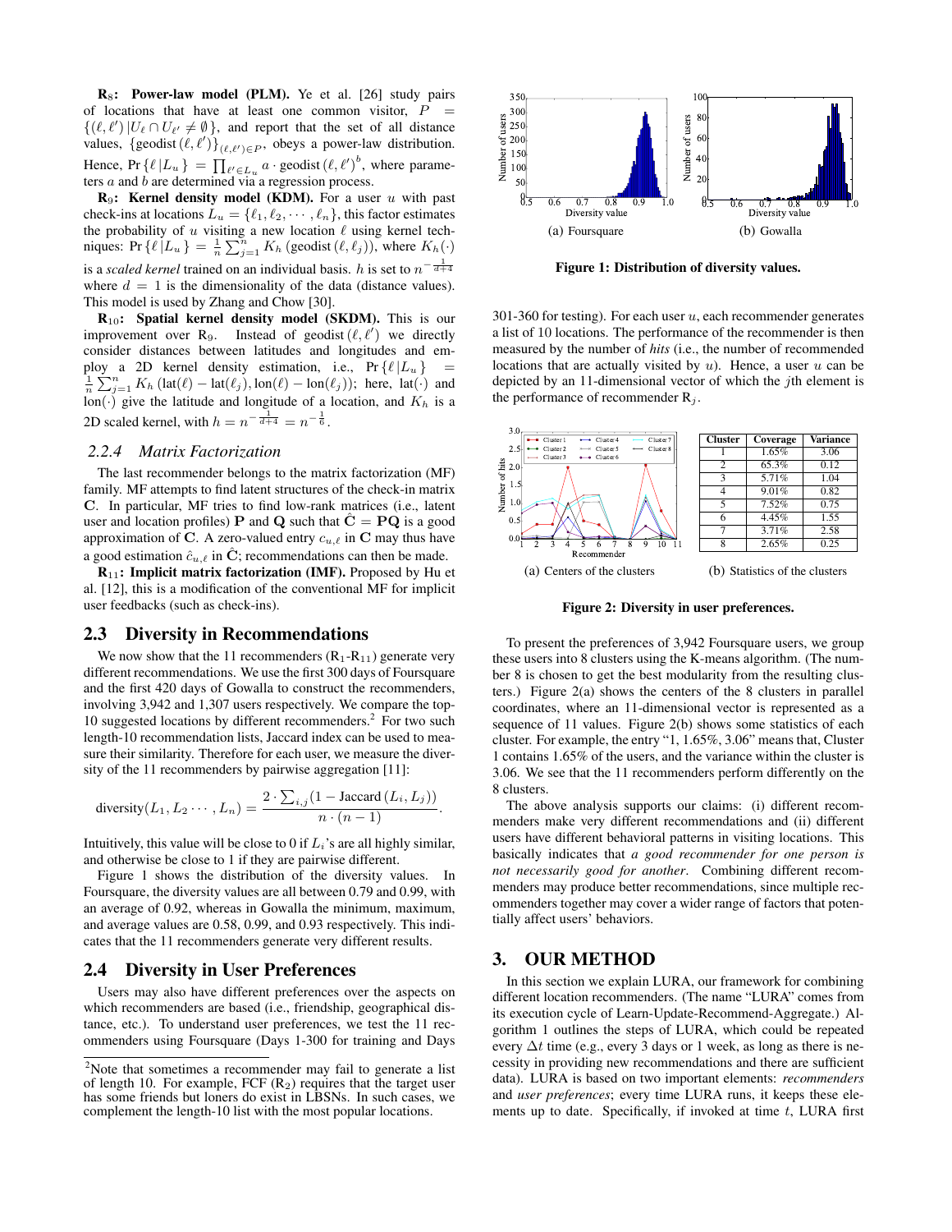**R$_8$: Power-law model (PLM).** Ye et al. [26] study pairs of locations that have at least one common visitor, $P = \{(\ell, \ell') \,|U_\ell \cap U_{\ell'} \neq \emptyset\}$, and report that the set of all distance values, $\{\text{geodist}(\ell, \ell')\}_{(\ell,\ell') \in P}$, obeys a power-law distribution. Hence, $\Pr\{\ell\,|L_u\} = \prod_{\ell' \in L_u} a \cdot \text{geodist}(\ell, \ell')^b$, where parameters $a$ and $b$ are determined via a regression process.

**R$_9$: Kernel density model (KDM).** For a user $u$ with past check-ins at locations $L_u = \{\ell_1, \ell_2, \cdots, \ell_n\}$, this factor estimates the probability of $u$ visiting a new location $\ell$ using kernel techniques: $\Pr\{\ell\,|L_u\} = \frac{1}{n}\sum_{j=1}^{n} K_h(\text{geodist}(\ell, \ell_j))$, where $K_h(\cdot)$ is a *scaled kernel* trained on an individual basis. $h$ is set to $n^{-\frac{1}{d+4}}$ where $d = 1$ is the dimensionality of the data (distance values). This model is used by Zhang and Chow [30].

**R$_{10}$: Spatial kernel density model (SKDM).** This is our improvement over R$_9$. Instead of $\text{geodist}(\ell, \ell')$ we directly consider distances between latitudes and longitudes and employ a 2D kernel density estimation, i.e., $\Pr\{\ell\,|L_u\} = \frac{1}{n}\sum_{j=1}^{n} K_h(\text{lat}(\ell) - \text{lat}(\ell_j), \text{lon}(\ell) - \text{lon}(\ell_j))$; here, $\text{lat}(\cdot)$ and $\text{lon}(\cdot)$ give the latitude and longitude of a location, and $K_h$ is a 2D scaled kernel, with $h = n^{-\frac{1}{d+4}} = n^{-\frac{1}{6}}$.

### 2.2.4 Matrix Factorization

The last recommender belongs to the matrix factorization (MF) family. MF attempts to find latent structures of the check-in matrix $\mathbf{C}$. In particular, MF tries to find low-rank matrices (i.e., latent user and location profiles) $\mathbf{P}$ and $\mathbf{Q}$ such that $\hat{\mathbf{C}} = \mathbf{PQ}$ is a good approximation of $\mathbf{C}$. A zero-valued entry $c_{u,\ell}$ in $\mathbf{C}$ may thus have a good estimation $\hat{c}_{u,\ell}$ in $\hat{\mathbf{C}}$; recommendations can then be made.

**R$_{11}$: Implicit matrix factorization (IMF).** Proposed by Hu et al. [12], this is a modification of the conventional MF for implicit user feedbacks (such as check-ins).

## 2.3 Diversity in Recommendations

We now show that the 11 recommenders (R$_1$-R$_{11}$) generate very different recommendations. We use the first 300 days of Foursquare and the first 420 days of Gowalla to construct the recommenders, involving 3,942 and 1,307 users respectively. We compare the top-10 suggested locations by different recommenders.[2] For two such length-10 recommendation lists, Jaccard index can be used to measure their similarity. Therefore for each user, we measure the diversity of the 11 recommenders by pairwise aggregation [11]:

$$\text{diversity}(L_1, L_2 \cdots, L_n) = \frac{2 \cdot \sum_{i,j}(1 - \text{Jaccard}(L_i, L_j))}{n \cdot (n-1)}.$$

Intuitively, this value will be close to 0 if $L_i$'s are all highly similar, and otherwise be close to 1 if they are pairwise different.

Figure 1 shows the distribution of the diversity values. In Foursquare, the diversity values are all between 0.79 and 0.99, with an average of 0.92, whereas in Gowalla the minimum, maximum, and average values are 0.58, 0.99, and 0.93 respectively. This indicates that the 11 recommenders generate very different results.

## 2.4 Diversity in User Preferences

Users may also have different preferences over the aspects on which recommenders are based (i.e., friendship, geographical distance, etc.). To understand user preferences, we test the 11 recommenders using Foursquare (Days 1-300 for training and Days 301-360 for testing). For each user $u$, each recommender generates a list of 10 locations. The performance of the recommender is then measured by the number of *hits* (i.e., the number of recommended locations that are actually visited by $u$). Hence, a user $u$ can be depicted by an 11-dimensional vector of which the $j$th element is the performance of recommender R$_j$.

(a) Foursquare (b) Gowalla

**Figure 1: Distribution of diversity values.**

| Cluster | Coverage | Variance |
|---|---|---|
| 1 | 1.65% | 3.06 |
| 2 | 65.3% | 0.12 |
| 3 | 5.71% | 1.04 |
| 4 | 9.01% | 0.82 |
| 5 | 7.52% | 0.75 |
| 6 | 4.45% | 1.55 |
| 7 | 3.71% | 2.58 |
| 8 | 2.65% | 0.25 |

(a) Centers of the clusters (b) Statistics of the clusters

**Figure 2: Diversity in user preferences.**

To present the preferences of 3,942 Foursquare users, we group these users into 8 clusters using the K-means algorithm. (The number 8 is chosen to get the best modularity from the resulting clusters.) Figure 2(a) shows the centers of the 8 clusters in parallel coordinates, where an 11-dimensional vector is represented as a sequence of 11 values. Figure 2(b) shows some statistics of each cluster. For example, the entry "1, 1.65%, 3.06" means that, Cluster 1 contains 1.65% of the users, and the variance within the cluster is 3.06. We see that the 11 recommenders perform differently on the 8 clusters.

The above analysis supports our claims: (i) different recommenders make very different recommendations and (ii) different users have different behavioral patterns in visiting locations. This basically indicates that *a good recommender for one person is not necessarily good for another*. Combining different recommenders may produce better recommendations, since multiple recommenders together may cover a wider range of factors that potentially affect users' behaviors.

# 3. OUR METHOD

In this section we explain LURA, our framework for combining different location recommenders. (The name "LURA" comes from its execution cycle of Learn-Update-Recommend-Aggregate.) Algorithm 1 outlines the steps of LURA, which could be repeated every $\Delta t$ time (e.g., every 3 days or 1 week, as long as there is necessity in providing new recommendations and there are sufficient data). LURA is based on two important elements: *recommenders* and *user preferences*; every time LURA runs, it keeps these elements up to date. Specifically, if invoked at time $t$, LURA first

[2]Note that sometimes a recommender may fail to generate a list of length 10. For example, FCF (R$_2$) requires that the target user has some friends but loners do exist in LBSNs. In such cases, we complement the length-10 list with the most popular locations.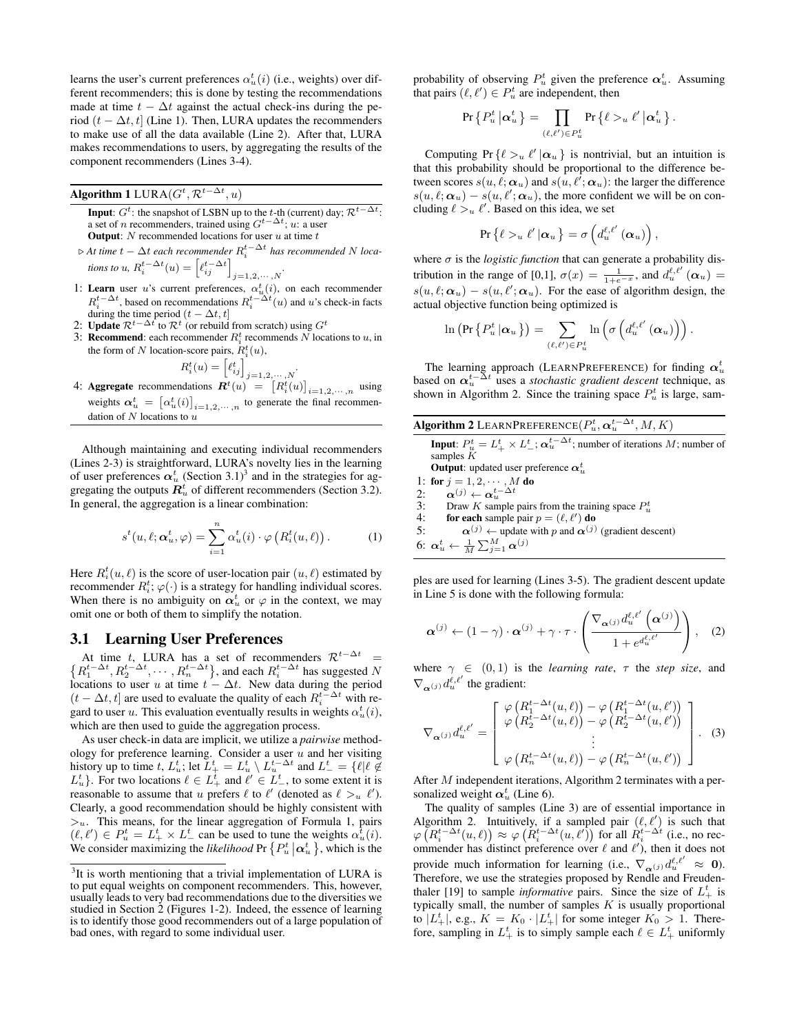learns the user's current preferences $\alpha_u^t(i)$ (i.e., weights) over different recommenders; this is done by testing the recommendations made at time $t - \Delta t$ against the actual check-ins during the period $(t - \Delta t, t]$ (Line 1). Then, LURA updates the recommenders to make use of all the data available (Line 2). After that, LURA makes recommendations to users, by aggregating the results of the component recommenders (Lines 3-4).

**Algorithm 1** LURA$(G^t, \mathcal{R}^{t-\Delta t}, u)$

**Input**: $G^t$: the snapshot of LSBN up to the $t$-th (current) day; $\mathcal{R}^{t-\Delta t}$: a set of $n$ recommenders, trained using $G^{t-\Delta t}$; $u$: a user
**Output**: $N$ recommended locations for user $u$ at time $t$

▷ *At time $t - \Delta t$ each recommender $R_i^{t-\Delta t}$ has recommended $N$ locations to u, $R_i^{t-\Delta t}(u) = \left[\ell_{ij}^{t-\Delta t}\right]_{j=1,2,\cdots,N}$.*

1: **Learn** user $u$'s current preferences, $\alpha_u^t(i)$, on each recommender $R_i^{t-\Delta t}$, based on recommendations $R_i^{t-\Delta t}(u)$ and $u$'s check-in facts during the time period $(t - \Delta t, t]$
2: **Update** $\mathcal{R}^{t-\Delta t}$ to $\mathcal{R}^t$ (or rebuild from scratch) using $G^t$
3: **Recommend**: each recommender $R_i^t$ recommends $N$ locations to $u$, in the form of $N$ location-score pairs, $R_i^t(u)$,
$$R_i^t(u) = \left[\ell_{ij}^t\right]_{j=1,2,\cdots,N}.$$
4: **Aggregate** recommendations $\boldsymbol{R}^t(u) = \left[R_i^t(u)\right]_{i=1,2,\cdots,n}$ using weights $\boldsymbol{\alpha}_u^t = \left[\alpha_u^t(i)\right]_{i=1,2,\cdots,n}$ to generate the final recommendation of $N$ locations to $u$

Although maintaining and executing individual recommenders (Lines 2-3) is straightforward, LURA's novelty lies in the learning of user preferences $\boldsymbol{\alpha}_u^t$ (Section 3.1)[3] and in the strategies for aggregating the outputs $\boldsymbol{R}_u^t$ of different recommenders (Section 3.2). In general, the aggregation is a linear combination:

$$s^t(u, \ell; \boldsymbol{\alpha}_u^t, \varphi) = \sum_{i=1}^{n} \alpha_u^t(i) \cdot \varphi\left(R_i^t(u, \ell)\right). \quad (1)$$

Here $R_i^t(u, \ell)$ is the score of user-location pair $(u, \ell)$ estimated by recommender $R_i^t$; $\varphi(\cdot)$ is a strategy for handling individual scores. When there is no ambiguity on $\boldsymbol{\alpha}_u^t$ or $\varphi$ in the context, we may omit one or both of them to simplify the notation.

### 3.1 Learning User Preferences

At time $t$, LURA has a set of recommenders $\mathcal{R}^{t-\Delta t} = \left\{R_1^{t-\Delta t}, R_2^{t-\Delta t}, \cdots, R_n^{t-\Delta t}\right\}$, and each $R_i^{t-\Delta t}$ has suggested $N$ locations to user $u$ at time $t - \Delta t$. New data during the period $(t - \Delta t, t]$ are used to evaluate the quality of each $R_i^{t-\Delta t}$ with regard to user $u$. This evaluation eventually results in weights $\alpha_u^t(i)$, which are then used to guide the aggregation process.

As user check-in data are implicit, we utilize a *pairwise* methodology for preference learning. Consider a user $u$ and her visiting history up to time $t$, $L_u^t$; let $L_+^t = L_u^t \setminus L_u^{t-\Delta t}$ and $L_-^t = \{\ell | \ell \notin L_u^t\}$. For two locations $\ell \in L_+^t$ and $\ell' \in L_-^t$, to some extent it is reasonable to assume that $u$ prefers $\ell$ to $\ell'$ (denoted as $\ell >_u \ell'$). Clearly, a good recommendation should be highly consistent with $>_u$. This means, for the linear aggregation of Formula 1, pairs $(\ell, \ell') \in P_u^t = L_+^t \times L_-^t$ can be used to tune the weights $\alpha_u^t(i)$. We consider maximizing the *likelihood* $\Pr\left\{P_u^t \middle| \boldsymbol{\alpha}_u^t\right\}$, which is the probability of observing $P_u^t$ given the preference $\boldsymbol{\alpha}_u^t$. Assuming that pairs $(\ell, \ell') \in P_u^t$ are independent, then

$$\Pr\left\{P_u^t \middle| \boldsymbol{\alpha}_u^t\right\} = \prod_{(\ell,\ell') \in P_u^t} \Pr\left\{\ell >_u \ell' \middle| \boldsymbol{\alpha}_u^t\right\}.$$

Computing $\Pr\{\ell >_u \ell' | \boldsymbol{\alpha}_u\}$ is nontrivial, but an intuition is that this probability should be proportional to the difference between scores $s(u, \ell; \boldsymbol{\alpha}_u)$ and $s(u, \ell'; \boldsymbol{\alpha}_u)$: the larger the difference $s(u, \ell; \boldsymbol{\alpha}_u) - s(u, \ell'; \boldsymbol{\alpha}_u)$, the more confident we will be on concluding $\ell >_u \ell'$. Based on this idea, we set

$$\Pr\left\{\ell >_u \ell' \middle| \boldsymbol{\alpha}_u\right\} = \sigma\left(d_u^{\ell,\ell'}(\boldsymbol{\alpha}_u)\right),$$

where $\sigma$ is the *logistic function* that can generate a probability distribution in the range of [0,1], $\sigma(x) = \frac{1}{1+e^{-x}}$, and $d_u^{\ell,\ell'}(\boldsymbol{\alpha}_u) = s(u, \ell; \boldsymbol{\alpha}_u) - s(u, \ell'; \boldsymbol{\alpha}_u)$. For the ease of algorithm design, the actual objective function being optimized is

$$\ln\left(\Pr\left\{P_u^t \middle| \boldsymbol{\alpha}_u\right\}\right) = \sum_{(\ell,\ell') \in P_u^t} \ln\left(\sigma\left(d_u^{\ell,\ell'}(\boldsymbol{\alpha}_u)\right)\right).$$

The learning approach (LEARNPREFERENCE) for finding $\boldsymbol{\alpha}_u^t$ based on $\boldsymbol{\alpha}_u^{t-\Delta t}$ uses a *stochastic gradient descent* technique, as shown in Algorithm 2. Since the training space $P_u^t$ is large, samples are used for learning (Lines 3-5). The gradient descent update in Line 5 is done with the following formula:

**Algorithm 2** LEARNPREFERENCE$(P_u^t, \boldsymbol{\alpha}_u^{t-\Delta t}, M, K)$

**Input**: $P_u^t = L_+^t \times L_-^t$; $\boldsymbol{\alpha}_u^{t-\Delta t}$; number of iterations $M$; number of samples $K$
**Output**: updated user preference $\boldsymbol{\alpha}_u^t$

1: **for** $j = 1, 2, \cdots, M$ **do**
2: $\quad \boldsymbol{\alpha}^{(j)} \leftarrow \boldsymbol{\alpha}_u^{t-\Delta t}$
3: $\quad$ Draw $K$ sample pairs from the training space $P_u^t$
4: $\quad$ **for each** sample pair $p = (\ell, \ell')$ **do**
5: $\quad\quad \boldsymbol{\alpha}^{(j)} \leftarrow$ update with $p$ and $\boldsymbol{\alpha}^{(j)}$ (gradient descent)
6: $\boldsymbol{\alpha}_u^t \leftarrow \frac{1}{M}\sum_{j=1}^{M} \boldsymbol{\alpha}^{(j)}$

$$\boldsymbol{\alpha}^{(j)} \leftarrow (1 - \gamma) \cdot \boldsymbol{\alpha}^{(j)} + \gamma \cdot \tau \cdot \left(\frac{\nabla_{\boldsymbol{\alpha}^{(j)}} d_u^{\ell,\ell'}\left(\boldsymbol{\alpha}^{(j)}\right)}{1 + e^{d_u^{\ell,\ell'}}}\right), \quad (2)$$

where $\gamma \in (0, 1)$ is the *learning rate*, $\tau$ the *step size*, and $\nabla_{\boldsymbol{\alpha}^{(j)}} d_u^{\ell,\ell'}$ the gradient:

$$\nabla_{\boldsymbol{\alpha}^{(j)}} d_u^{\ell,\ell'} = \begin{bmatrix} \varphi\left(R_1^{t-\Delta t}(u, \ell)\right) - \varphi\left(R_1^{t-\Delta t}(u, \ell')\right) \\ \varphi\left(R_2^{t-\Delta t}(u, \ell)\right) - \varphi\left(R_2^{t-\Delta t}(u, \ell')\right) \\ \vdots \\ \varphi\left(R_n^{t-\Delta t}(u, \ell)\right) - \varphi\left(R_n^{t-\Delta t}(u, \ell')\right) \end{bmatrix}. \quad (3)$$

After $M$ independent iterations, Algorithm 2 terminates with a personalized weight $\boldsymbol{\alpha}_u^t$ (Line 6).

The quality of samples (Line 3) are of essential importance in Algorithm 2. Intuitively, if a sampled pair $(\ell, \ell')$ is such that $\varphi\left(R_i^{t-\Delta t}(u, \ell)\right) \approx \varphi\left(R_i^{t-\Delta t}(u, \ell')\right)$ for all $R_i^{t-\Delta t}$ (i.e., no recommender has distinct preference over $\ell$ and $\ell'$), then it does not provide much information for learning (i.e., $\nabla_{\boldsymbol{\alpha}^{(j)}} d_u^{\ell,\ell'} \approx \mathbf{0}$). Therefore, we use the strategies proposed by Rendle and Freudenthaler [19] to sample *informative* pairs. Since the size of $L_+^t$ is typically small, the number of samples $K$ is usually proportional to $|L_+^t|$, e.g., $K = K_0 \cdot |L_+^t|$ for some integer $K_0 > 1$. Therefore, sampling in $L_+^t$ is to simply sample each $\ell \in L_+^t$ uniformly

[3] It is worth mentioning that a trivial implementation of LURA is to put equal weights on component recommenders. This, however, usually leads to very bad recommendations due to the diversities we studied in Section 2 (Figures 1-2). Indeed, the essence of learning is to identify those good recommenders out of a large population of bad ones, with regard to some individual user.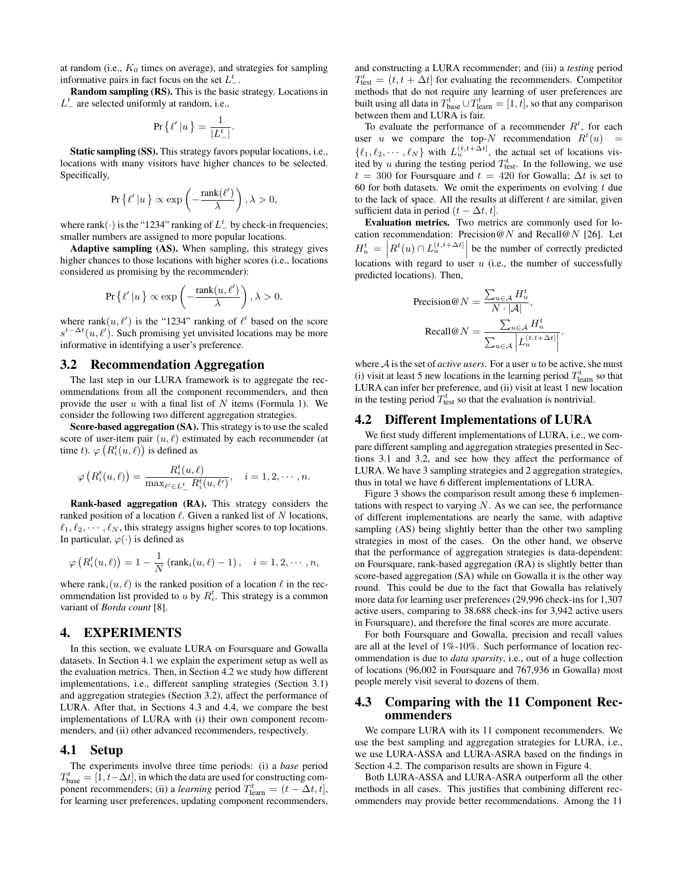at random (i.e., $K_0$ times on average), and strategies for sampling informative pairs in fact focus on the set $L^t_-$.

**Random sampling (RS).** This is the basic strategy. Locations in $L^t_-$ are selected uniformly at random, i.e.,

$$\Pr\{\ell' \mid u\} = \frac{1}{|L^t_-|}.$$

**Static sampling (SS).** This strategy favors popular locations, i.e., locations with many visitors have higher chances to be selected. Specifically,

$$\Pr\{\ell' \mid u\} \propto \exp\left(-\frac{\text{rank}(\ell')}{\lambda}\right), \lambda > 0,$$

where rank$(\cdot)$ is the "1234" ranking of $L^t_-$ by check-in frequencies; smaller numbers are assigned to more popular locations.

**Adaptive sampling (AS).** When sampling, this strategy gives higher chances to those locations with higher scores (i.e., locations considered as promising by the recommender):

$$\Pr\{\ell' \mid u\} \propto \exp\left(-\frac{\text{rank}(u,\ell')}{\lambda}\right), \lambda > 0,$$

where rank$(u, \ell')$ is the "1234" ranking of $\ell'$ based on the score $s^{t-\Delta t}(u, \ell')$. Such promising yet unvisited locations may be more informative in identifying a user's preference.

## 3.2 Recommendation Aggregation

The last step in our LURA framework is to aggregate the recommendations from all the component recommenders, and then provide the user $u$ with a final list of $N$ items (Formula 1). We consider the following two different aggregation strategies.

**Score-based aggregation (SA).** This strategy is to use the scaled score of user-item pair $(u, \ell)$ estimated by each recommender (at time $t$). $\varphi\left(R^t_i(u, \ell)\right)$ is defined as

$$\varphi\left(R^t_i(u,\ell)\right) = \frac{R^t_i(u,\ell)}{\max_{\ell' \in L^t_-} R^t_i(u,\ell')}, \quad i = 1, 2, \cdots, n.$$

**Rank-based aggregation (RA).** This strategy considers the ranked position of a location $\ell$. Given a ranked list of $N$ locations, $\ell_1, \ell_2, \cdots, \ell_N$, this strategy assigns higher scores to top locations. In particular, $\varphi(\cdot)$ is defined as

$$\varphi\left(R^t_i(u,\ell)\right) = 1 - \frac{1}{N}\left(\text{rank}_i(u,\ell) - 1\right), \quad i = 1, 2, \cdots, n,$$

where rank$_i(u, \ell)$ is the ranked position of a location $\ell$ in the recommendation list provided to $u$ by $R^t_i$. This strategy is a common variant of *Borda count* [8].

# 4. EXPERIMENTS

In this section, we evaluate LURA on Foursquare and Gowalla datasets. In Section 4.1 we explain the experiment setup as well as the evaluation metrics. Then, in Section 4.2 we study how different implementations, i.e., different sampling strategies (Section 3.1) and aggregation strategies (Section 3.2), affect the performance of LURA. After that, in Sections 4.3 and 4.4, we compare the best implementations of LURA with (i) their own component recommenders, and (ii) other advanced recommenders, respectively.

## 4.1 Setup

The experiments involve three time periods: (i) a *base* period $T^t_{\text{base}} = [1, t-\Delta t]$, in which the data are used for constructing component recommenders; (ii) a *learning* period $T^t_{\text{learn}} = (t - \Delta t, t]$, for learning user preferences, updating component recommenders, and constructing a LURA recommender; and (iii) a *testing* period $T^t_{\text{test}} = (t, t + \Delta t]$ for evaluating the recommenders. Competitor methods that do not require any learning of user preferences are built using all data in $T^t_{\text{base}} \cup T^t_{\text{learn}} = [1, t]$, so that any comparison between them and LURA is fair.

To evaluate the performance of a recommender $R^t$, for each user $u$ we compare the top-$N$ recommendation $R^t(u) = \{\ell_1, \ell_2, \cdots, \ell_N\}$ with $L^{(t,t+\Delta t]}_u$, the actual set of locations visited by $u$ during the testing period $T^t_{\text{test}}$. In the following, we use $t = 300$ for Foursquare and $t = 420$ for Gowalla; $\Delta t$ is set to 60 for both datasets. We omit the experiments on evolving $t$ due to the lack of space. All the results at different $t$ are similar, given sufficient data in period $(t - \Delta t, t]$.

**Evaluation metrics.** Two metrics are commonly used for location recommendation: Precision@$N$ and Recall@$N$ [26]. Let $H^t_u = \left|R^t(u) \cap L^{(t,t+\Delta t]}_u\right|$ be the number of correctly predicted locations with regard to user $u$ (i.e., the number of successfully predicted locations). Then,

$$\text{Precision@}N = \frac{\sum_{u \in \mathcal{A}} H^t_u}{N \cdot |\mathcal{A}|},$$

$$\text{Recall@}N = \frac{\sum_{u \in \mathcal{A}} H^t_u}{\sum_{u \in \mathcal{A}} \left|L^{(t,t+\Delta t]}_u\right|}.$$

where $\mathcal{A}$ is the set of *active users*. For a user $u$ to be active, she must (i) visit at least 5 new locations in the learning period $T^t_{\text{learn}}$ so that LURA can infer her preference, and (ii) visit at least 1 new location in the testing period $T^t_{\text{test}}$ so that the evaluation is nontrivial.

## 4.2 Different Implementations of LURA

We first study different implementations of LURA, i.e., we compare different sampling and aggregation strategies presented in Sections 3.1 and 3.2, and see how they affect the performance of LURA. We have 3 sampling strategies and 2 aggregation strategies, thus in total we have 6 different implementations of LURA.

Figure 3 shows the comparison result among these 6 implementations with respect to varying $N$. As we can see, the performance of different implementations are nearly the same, with adaptive sampling (AS) being slightly better than the other two sampling strategies in most of the cases. On the other hand, we observe that the performance of aggregation strategies is data-dependent: on Foursquare, rank-based aggregation (RA) is slightly better than score-based aggregation (SA) while on Gowalla it is the other way round. This could be due to the fact that Gowalla has relatively more data for learning user preferences (29,996 check-ins for 1,307 active users, comparing to 38,688 check-ins for 3,942 active users in Foursquare), and therefore the final scores are more accurate.

For both Foursquare and Gowalla, precision and recall values are all at the level of 1%-10%. Such performance of location recommendation is due to *data sparsity*, i.e., out of a huge collection of locations (96,002 in Foursquare and 767,936 in Gowalla) most people merely visit several to dozens of them.

## 4.3 Comparing with the 11 Component Recommenders

We compare LURA with its 11 component recommenders. We use the best sampling and aggregation strategies for LURA, i.e., we use LURA-ASSA and LURA-ASRA based on the findings in Section 4.2. The comparison results are shown in Figure 4.

Both LURA-ASSA and LURA-ASRA outperform all the other methods in all cases. This justifies that combining different recommenders may provide better recommendations. Among the 11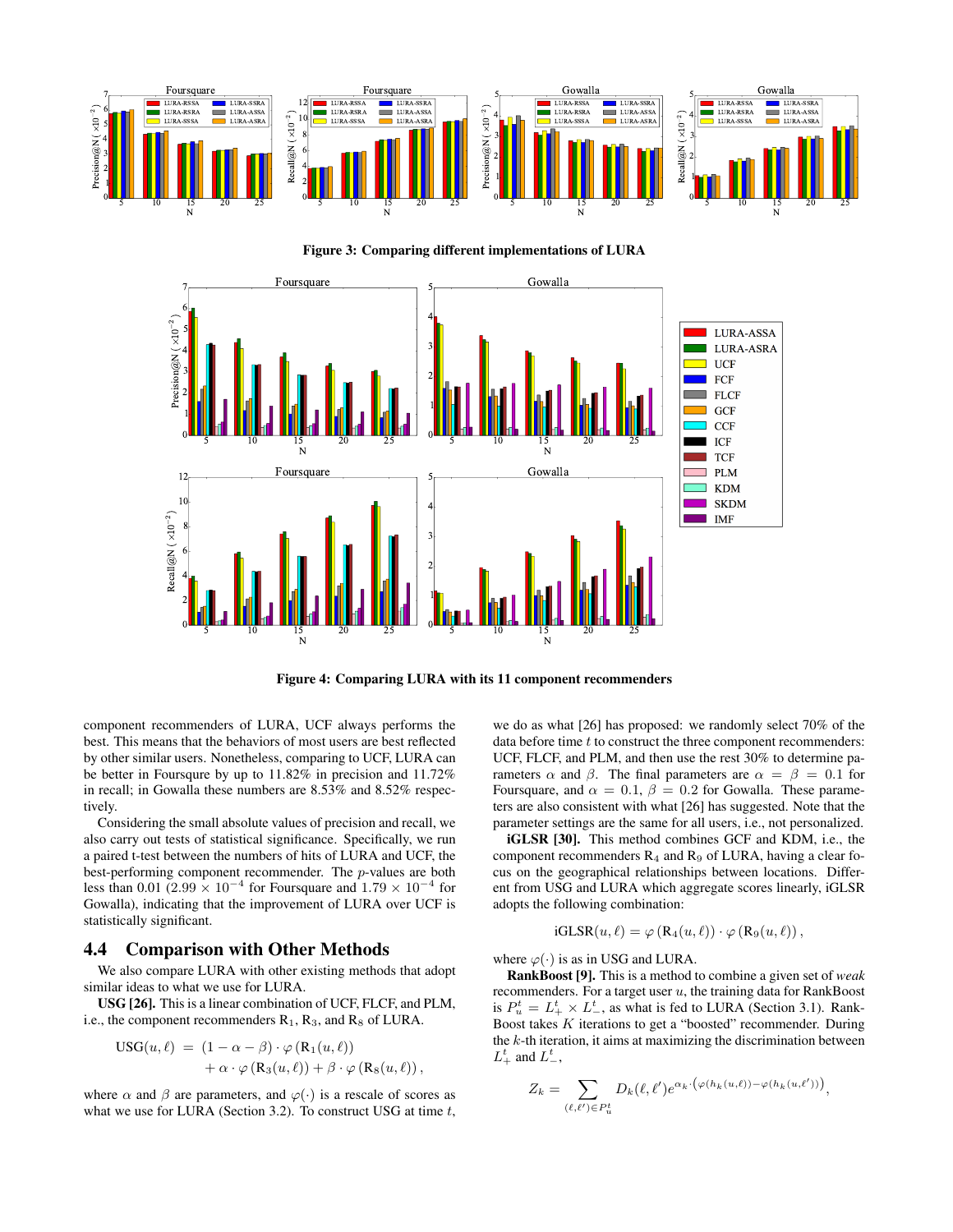Figure 3: Comparing different implementations of LURA

Figure 4: Comparing LURA with its 11 component recommenders

component recommenders of LURA, UCF always performs the best. This means that the behaviors of most users are best reflected by other similar users. Nonetheless, comparing to UCF, LURA can be better in Foursqure by up to 11.82% in precision and 11.72% in recall; in Gowalla these numbers are 8.53% and 8.52% respectively.

Considering the small absolute values of precision and recall, we also carry out tests of statistical significance. Specifically, we run a paired t-test between the numbers of hits of LURA and UCF, the best-performing component recommender. The $p$-values are both less than 0.01 ($2.99 \times 10^{-4}$ for Foursquare and $1.79 \times 10^{-4}$ for Gowalla), indicating that the improvement of LURA over UCF is statistically significant.

## 4.4 Comparison with Other Methods

We also compare LURA with other existing methods that adopt similar ideas to what we use for LURA.

**USG [26].** This is a linear combination of UCF, FLCF, and PLM, i.e., the component recommenders $R_1$, $R_3$, and $R_8$ of LURA.

$$\text{USG}(u, \ell) = (1 - \alpha - \beta) \cdot \varphi(R_1(u, \ell)) + \alpha \cdot \varphi(R_3(u, \ell)) + \beta \cdot \varphi(R_8(u, \ell)),$$

where $\alpha$ and $\beta$ are parameters, and $\varphi(\cdot)$ is a rescale of scores as what we use for LURA (Section 3.2). To construct USG at time $t$, we do as what [26] has proposed: we randomly select 70% of the data before time $t$ to construct the three component recommenders: UCF, FLCF, and PLM, and then use the rest 30% to determine parameters $\alpha$ and $\beta$. The final parameters are $\alpha = \beta = 0.1$ for Foursquare, and $\alpha = 0.1$, $\beta = 0.2$ for Gowalla. These parameters are also consistent with what [26] has suggested. Note that the parameter settings are the same for all users, i.e., not personalized.

**iGLSR [30].** This method combines GCF and KDM, i.e., the component recommenders $R_4$ and $R_9$ of LURA, having a clear focus on the geographical relationships between locations. Different from USG and LURA which aggregate scores linearly, iGLSR adopts the following combination:

$$\text{iGLSR}(u, \ell) = \varphi(R_4(u, \ell)) \cdot \varphi(R_9(u, \ell)),$$

where $\varphi(\cdot)$ is as in USG and LURA.

**RankBoost [9].** This is a method to combine a given set of *weak* recommenders. For a target user $u$, the training data for RankBoost is $P_u^t = L_+^t \times L_-^t$, as what is fed to LURA (Section 3.1). RankBoost takes $K$ iterations to get a "boosted" recommender. During the $k$-th iteration, it aims at maximizing the discrimination between $L_+^t$ and $L_-^t$,

$$Z_k = \sum_{(\ell, \ell') \in P_u^t} D_k(\ell, \ell') e^{\alpha_k \cdot \left(\varphi(h_k(u,\ell)) - \varphi(h_k(u,\ell'))\right)},$$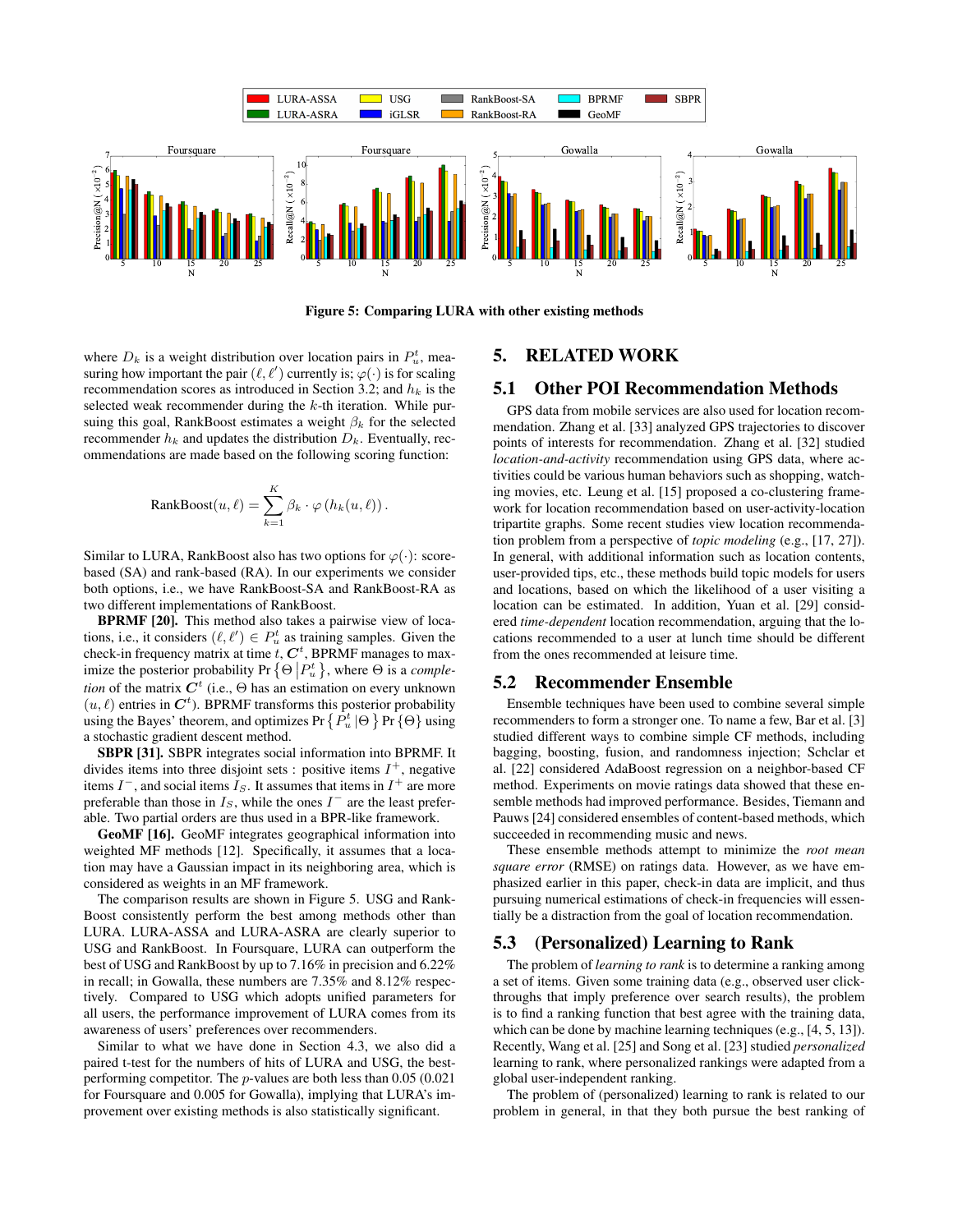Figure 5: Comparing LURA with other existing methods

where $D_k$ is a weight distribution over location pairs in $P_u^t$, measuring how important the pair $(\ell, \ell')$ currently is; $\varphi(\cdot)$ is for scaling recommendation scores as introduced in Section 3.2; and $h_k$ is the selected weak recommender during the $k$-th iteration. While pursuing this goal, RankBoost estimates a weight $\beta_k$ for the selected recommender $h_k$ and updates the distribution $D_k$. Eventually, recommendations are made based on the following scoring function:

$$\text{RankBoost}(u, \ell) = \sum_{k=1}^{K} \beta_k \cdot \varphi\left(h_k(u, \ell)\right).$$

Similar to LURA, RankBoost also has two options for $\varphi(\cdot)$: score-based (SA) and rank-based (RA). In our experiments we consider both options, i.e., we have RankBoost-SA and RankBoost-RA as two different implementations of RankBoost.

**BPRMF [20].** This method also takes a pairwise view of locations, i.e., it considers $(\ell, \ell') \in P_u^t$ as training samples. Given the check-in frequency matrix at time $t$, $\boldsymbol{C}^t$, BPRMF manages to maximize the posterior probability $\Pr\left\{\Theta \left| P_u^t \right.\right\}$, where $\Theta$ is a *completion* of the matrix $\boldsymbol{C}^t$ (i.e., $\Theta$ has an estimation on every unknown $(u, \ell)$ entries in $\boldsymbol{C}^t$). BPRMF transforms this posterior probability using the Bayes' theorem, and optimizes $\Pr\left\{P_u^t \left| \Theta \right.\right\} \Pr\left\{\Theta\right\}$ using a stochastic gradient descent method.

**SBPR [31].** SBPR integrates social information into BPRMF. It divides items into three disjoint sets : positive items $I^+$, negative items $I^-$, and social items $I_S$. It assumes that items in $I^+$ are more preferable than those in $I_S$, while the ones $I^-$ are the least preferable. Two partial orders are thus used in a BPR-like framework.

**GeoMF [16].** GeoMF integrates geographical information into weighted MF methods [12]. Specifically, it assumes that a location may have a Gaussian impact in its neighboring area, which is considered as weights in an MF framework.

The comparison results are shown in Figure 5. USG and RankBoost consistently perform the best among methods other than LURA. LURA-ASSA and LURA-ASRA are clearly superior to USG and RankBoost. In Foursquare, LURA can outperform the best of USG and RankBoost by up to 7.16% in precision and 6.22% in recall; in Gowalla, these numbers are 7.35% and 8.12% respectively. Compared to USG which adopts unified parameters for all users, the performance improvement of LURA comes from its awareness of users' preferences over recommenders.

Similar to what we have done in Section 4.3, we also did a paired t-test for the numbers of hits of LURA and USG, the best-performing competitor. The $p$-values are both less than 0.05 (0.021 for Foursquare and 0.005 for Gowalla), implying that LURA's improvement over existing methods is also statistically significant.

# 5. RELATED WORK

## 5.1 Other POI Recommendation Methods

GPS data from mobile services are also used for location recommendation. Zhang et al. [33] analyzed GPS trajectories to discover points of interests for recommendation. Zhang et al. [32] studied *location-and-activity* recommendation using GPS data, where activities could be various human behaviors such as shopping, watching movies, etc. Leung et al. [15] proposed a co-clustering framework for location recommendation based on user-activity-location tripartite graphs. Some recent studies view location recommendation problem from a perspective of *topic modeling* (e.g., [17, 27]). In general, with additional information such as location contents, user-provided tips, etc., these methods build topic models for users and locations, based on which the likelihood of a user visiting a location can be estimated. In addition, Yuan et al. [29] considered *time-dependent* location recommendation, arguing that the locations recommended to a user at lunch time should be different from the ones recommended at leisure time.

## 5.2 Recommender Ensemble

Ensemble techniques have been used to combine several simple recommenders to form a stronger one. To name a few, Bar et al. [3] studied different ways to combine simple CF methods, including bagging, boosting, fusion, and randomness injection; Schclar et al. [22] considered AdaBoost regression on a neighbor-based CF method. Experiments on movie ratings data showed that these ensemble methods had improved performance. Besides, Tiemann and Pauws [24] considered ensembles of content-based methods, which succeeded in recommending music and news.

These ensemble methods attempt to minimize the *root mean square error* (RMSE) on ratings data. However, as we have emphasized earlier in this paper, check-in data are implicit, and thus pursuing numerical estimations of check-in frequencies will essentially be a distraction from the goal of location recommendation.

## 5.3 (Personalized) Learning to Rank

The problem of *learning to rank* is to determine a ranking among a set of items. Given some training data (e.g., observed user click-throughs that imply preference over search results), the problem is to find a ranking function that best agree with the training data, which can be done by machine learning techniques (e.g., [4, 5, 13]). Recently, Wang et al. [25] and Song et al. [23] studied *personalized* learning to rank, where personalized rankings were adapted from a global user-independent ranking.

The problem of (personalized) learning to rank is related to our problem in general, in that they both pursue the best ranking of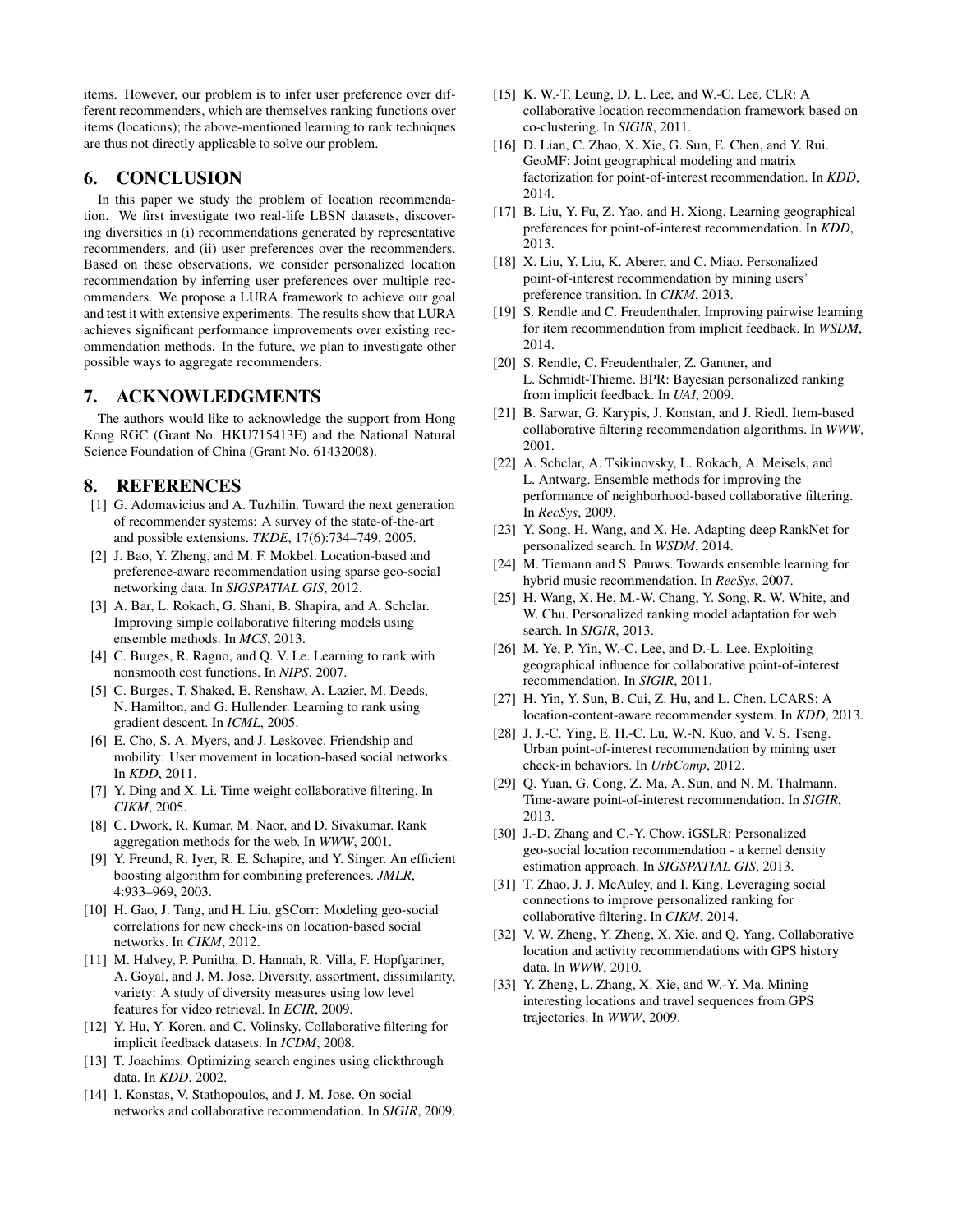items. However, our problem is to infer user preference over different recommenders, which are themselves ranking functions over items (locations); the above-mentioned learning to rank techniques are thus not directly applicable to solve our problem.

## 6. CONCLUSION

In this paper we study the problem of location recommendation. We first investigate two real-life LBSN datasets, discovering diversities in (i) recommendations generated by representative recommenders, and (ii) user preferences over the recommenders. Based on these observations, we consider personalized location recommendation by inferring user preferences over multiple recommenders. We propose a LURA framework to achieve our goal and test it with extensive experiments. The results show that LURA achieves significant performance improvements over existing recommendation methods. In the future, we plan to investigate other possible ways to aggregate recommenders.

## 7. ACKNOWLEDGMENTS

The authors would like to acknowledge the support from Hong Kong RGC (Grant No. HKU715413E) and the National Natural Science Foundation of China (Grant No. 61432008).

## 8. REFERENCES

[1] G. Adomavicius and A. Tuzhilin. Toward the next generation of recommender systems: A survey of the state-of-the-art and possible extensions. *TKDE*, 17(6):734–749, 2005.

[2] J. Bao, Y. Zheng, and M. F. Mokbel. Location-based and preference-aware recommendation using sparse geo-social networking data. In *SIGSPATIAL GIS*, 2012.

[3] A. Bar, L. Rokach, G. Shani, B. Shapira, and A. Schclar. Improving simple collaborative filtering models using ensemble methods. In *MCS*, 2013.

[4] C. Burges, R. Ragno, and Q. V. Le. Learning to rank with nonsmooth cost functions. In *NIPS*, 2007.

[5] C. Burges, T. Shaked, E. Renshaw, A. Lazier, M. Deeds, N. Hamilton, and G. Hullender. Learning to rank using gradient descent. In *ICML*, 2005.

[6] E. Cho, S. A. Myers, and J. Leskovec. Friendship and mobility: User movement in location-based social networks. In *KDD*, 2011.

[7] Y. Ding and X. Li. Time weight collaborative filtering. In *CIKM*, 2005.

[8] C. Dwork, R. Kumar, M. Naor, and D. Sivakumar. Rank aggregation methods for the web. In *WWW*, 2001.

[9] Y. Freund, R. Iyer, R. E. Schapire, and Y. Singer. An efficient boosting algorithm for combining preferences. *JMLR*, 4:933–969, 2003.

[10] H. Gao, J. Tang, and H. Liu. gSCorr: Modeling geo-social correlations for new check-ins on location-based social networks. In *CIKM*, 2012.

[11] M. Halvey, P. Punitha, D. Hannah, R. Villa, F. Hopfgartner, A. Goyal, and J. M. Jose. Diversity, assortment, dissimilarity, variety: A study of diversity measures using low level features for video retrieval. In *ECIR*, 2009.

[12] Y. Hu, Y. Koren, and C. Volinsky. Collaborative filtering for implicit feedback datasets. In *ICDM*, 2008.

[13] T. Joachims. Optimizing search engines using clickthrough data. In *KDD*, 2002.

[14] I. Konstas, V. Stathopoulos, and J. M. Jose. On social networks and collaborative recommendation. In *SIGIR*, 2009.

[15] K. W.-T. Leung, D. L. Lee, and W.-C. Lee. CLR: A collaborative location recommendation framework based on co-clustering. In *SIGIR*, 2011.

[16] D. Lian, C. Zhao, X. Xie, G. Sun, E. Chen, and Y. Rui. GeoMF: Joint geographical modeling and matrix factorization for point-of-interest recommendation. In *KDD*, 2014.

[17] B. Liu, Y. Fu, Z. Yao, and H. Xiong. Learning geographical preferences for point-of-interest recommendation. In *KDD*, 2013.

[18] X. Liu, Y. Liu, K. Aberer, and C. Miao. Personalized point-of-interest recommendation by mining users' preference transition. In *CIKM*, 2013.

[19] S. Rendle and C. Freudenthaler. Improving pairwise learning for item recommendation from implicit feedback. In *WSDM*, 2014.

[20] S. Rendle, C. Freudenthaler, Z. Gantner, and L. Schmidt-Thieme. BPR: Bayesian personalized ranking from implicit feedback. In *UAI*, 2009.

[21] B. Sarwar, G. Karypis, J. Konstan, and J. Riedl. Item-based collaborative filtering recommendation algorithms. In *WWW*, 2001.

[22] A. Schclar, A. Tsikinovsky, L. Rokach, A. Meisels, and L. Antwarg. Ensemble methods for improving the performance of neighborhood-based collaborative filtering. In *RecSys*, 2009.

[23] Y. Song, H. Wang, and X. He. Adapting deep RankNet for personalized search. In *WSDM*, 2014.

[24] M. Tiemann and S. Pauws. Towards ensemble learning for hybrid music recommendation. In *RecSys*, 2007.

[25] H. Wang, X. He, M.-W. Chang, Y. Song, R. W. White, and W. Chu. Personalized ranking model adaptation for web search. In *SIGIR*, 2013.

[26] M. Ye, P. Yin, W.-C. Lee, and D.-L. Lee. Exploiting geographical influence for collaborative point-of-interest recommendation. In *SIGIR*, 2011.

[27] H. Yin, Y. Sun, B. Cui, Z. Hu, and L. Chen. LCARS: A location-content-aware recommender system. In *KDD*, 2013.

[28] J. J.-C. Ying, E. H.-C. Lu, W.-N. Kuo, and V. S. Tseng. Urban point-of-interest recommendation by mining user check-in behaviors. In *UrbComp*, 2012.

[29] Q. Yuan, G. Cong, Z. Ma, A. Sun, and N. M. Thalmann. Time-aware point-of-interest recommendation. In *SIGIR*, 2013.

[30] J.-D. Zhang and C.-Y. Chow. iGSLR: Personalized geo-social location recommendation - a kernel density estimation approach. In *SIGSPATIAL GIS*, 2013.

[31] T. Zhao, J. J. McAuley, and I. King. Leveraging social connections to improve personalized ranking for collaborative filtering. In *CIKM*, 2014.

[32] V. W. Zheng, Y. Zheng, X. Xie, and Q. Yang. Collaborative location and activity recommendations with GPS history data. In *WWW*, 2010.

[33] Y. Zheng, L. Zhang, X. Xie, and W.-Y. Ma. Mining interesting locations and travel sequences from GPS trajectories. In *WWW*, 2009.